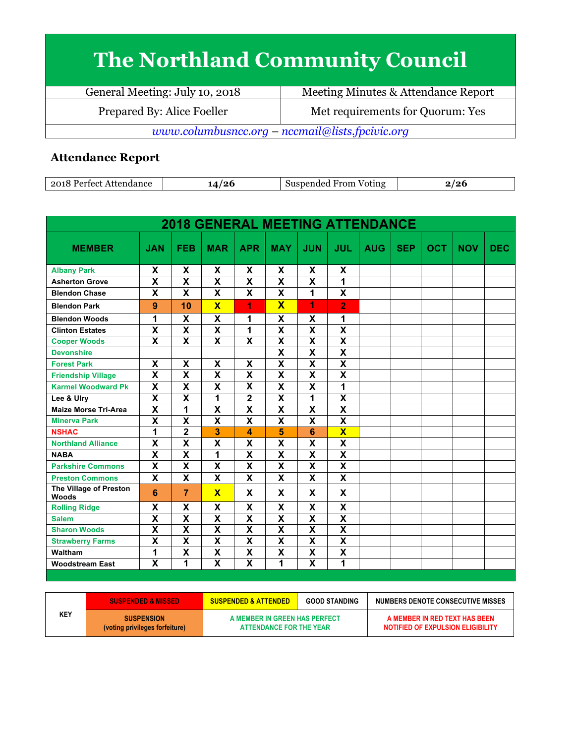# The Northland Community Council

| General Meeting: July 10, 2018 | Meeting Minutes & Attendance Report |
|---|---|
| Prepared By: Alice Foeller | Met requirements for Quorum: Yes |
| *www.columbusncc.org – nccmail@lists.fpcivic.org* | |

## Attendance Report

| 2018 Perfect Attendance | 14/26 | Suspended From Voting | 2/26 |
|---|---|---|---|

| 2018 GENERAL MEETING ATTENDANCE | | | | | | | | | | | | |
|---|---|---|---|---|---|---|---|---|---|---|---|---|
| **MEMBER** | **JAN** | **FEB** | **MAR** | **APR** | **MAY** | **JUN** | **JUL** | **AUG** | **SEP** | **OCT** | **NOV** | **DEC** |
| Albany Park | X | X | X | X | X | X | X | | | | | |
| Asherton Grove | X | X | X | X | X | X | 1 | | | | | |
| Blendon Chase | X | X | X | X | X | 1 | X | | | | | |
| Blendon Park | 9 | 10 | X | 1 | X | 1 | 2 | | | | | |
| Blendon Woods | 1 | X | X | 1 | X | X | 1 | | | | | |
| Clinton Estates | X | X | X | 1 | X | X | X | | | | | |
| Cooper Woods | X | X | X | X | X | X | X | | | | | |
| Devonshire | | | | | X | X | X | | | | | |
| Forest Park | X | X | X | X | X | X | X | | | | | |
| Friendship Village | X | X | X | X | X | X | X | | | | | |
| Karmel Woodward Pk | X | X | X | X | X | X | 1 | | | | | |
| Lee & Ulry | X | X | 1 | 2 | X | 1 | X | | | | | |
| Maize Morse Tri-Area | X | 1 | X | X | X | X | X | | | | | |
| Minerva Park | X | X | X | X | X | X | X | | | | | |
| NSHAC | 1 | 2 | 3 | 4 | 5 | 6 | X | | | | | |
| Northland Alliance | X | X | X | X | X | X | X | | | | | |
| NABA | X | X | 1 | X | X | X | X | | | | | |
| Parkshire Commons | X | X | X | X | X | X | X | | | | | |
| Preston Commons | X | X | X | X | X | X | X | | | | | |
| The Village of Preston Woods | 6 | 7 | X | X | X | X | X | | | | | |
| Rolling Ridge | X | X | X | X | X | X | X | | | | | |
| Salem | X | X | X | X | X | X | X | | | | | |
| Sharon Woods | X | X | X | X | X | X | X | | | | | |
| Strawberry Farms | X | X | X | X | X | X | X | | | | | |
| Waltham | 1 | X | X | X | X | X | X | | | | | |
| Woodstream East | X | 1 | X | X | 1 | X | 1 | | | | | |

| KEY | SUSPENDED & MISSED | SUSPENDED & ATTENDED | GOOD STANDING | NUMBERS DENOTE CONSECUTIVE MISSES |
|---|---|---|---|---|
| | SUSPENSION (voting privileges forfeiture) | A MEMBER IN GREEN HAS PERFECT ATTENDANCE FOR THE YEAR | | A MEMBER IN RED TEXT HAS BEEN NOTIFIED OF EXPULSION ELIGIBILITY |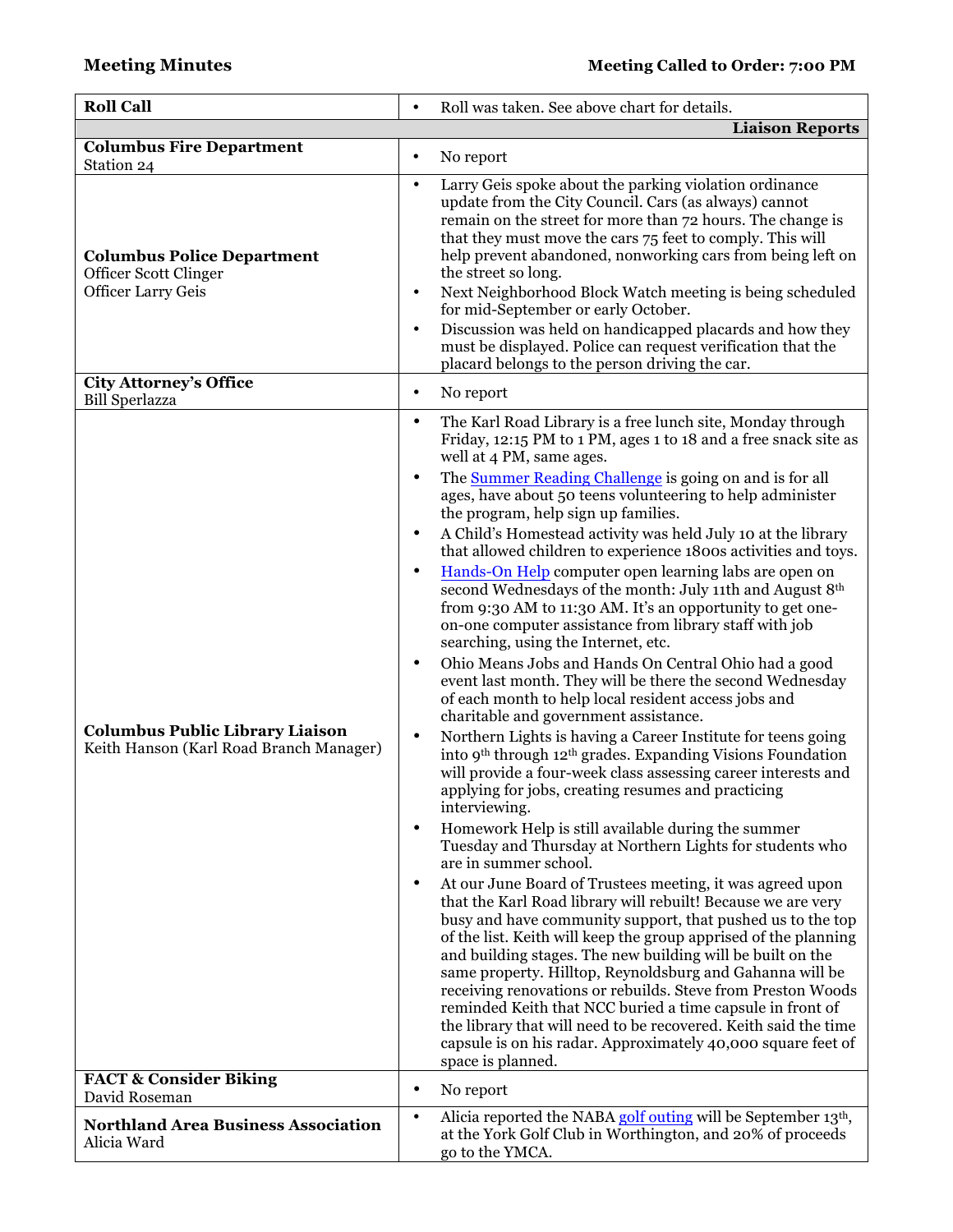**Meeting Minutes** **Meeting Called to Order: 7:00 PM**

| | |
|---|---|
| **Roll Call** | • Roll was taken. See above chart for details. |
| | **Liaison Reports** |
| **Columbus Fire Department** Station 24 | • No report |
| **Columbus Police Department** Officer Scott Clinger Officer Larry Geis | • Larry Geis spoke about the parking violation ordinance update from the City Council. Cars (as always) cannot remain on the street for more than 72 hours. The change is that they must move the cars 75 feet to comply. This will help prevent abandoned, nonworking cars from being left on the street so long. • Next Neighborhood Block Watch meeting is being scheduled for mid-September or early October. • Discussion was held on handicapped placards and how they must be displayed. Police can request verification that the placard belongs to the person driving the car. |
| **City Attorney's Office** Bill Sperlazza | • No report |
| **Columbus Public Library Liaison** Keith Hanson (Karl Road Branch Manager) | • The Karl Road Library is a free lunch site, Monday through Friday, 12:15 PM to 1 PM, ages 1 to 18 and a free snack site as well at 4 PM, same ages. • The Summer Reading Challenge is going on and is for all ages, have about 50 teens volunteering to help administer the program, help sign up families. • A Child's Homestead activity was held July 10 at the library that allowed children to experience 1800s activities and toys. • Hands-On Help computer open learning labs are open on second Wednesdays of the month: July 11th and August 8th from 9:30 AM to 11:30 AM. It's an opportunity to get one-on-one computer assistance from library staff with job searching, using the Internet, etc. • Ohio Means Jobs and Hands On Central Ohio had a good event last month. They will be there the second Wednesday of each month to help local resident access jobs and charitable and government assistance. • Northern Lights is having a Career Institute for teens going into 9th through 12th grades. Expanding Visions Foundation will provide a four-week class assessing career interests and applying for jobs, creating resumes and practicing interviewing. • Homework Help is still available during the summer Tuesday and Thursday at Northern Lights for students who are in summer school. • At our June Board of Trustees meeting, it was agreed upon that the Karl Road library will rebuilt! Because we are very busy and have community support, that pushed us to the top of the list. Keith will keep the group apprised of the planning and building stages. The new building will be built on the same property. Hilltop, Reynoldsburg and Gahanna will be receiving renovations or rebuilds. Steve from Preston Woods reminded Keith that NCC buried a time capsule in front of the library that will need to be recovered. Keith said the time capsule is on his radar. Approximately 40,000 square feet of space is planned. |
| **FACT & Consider Biking** David Roseman | • No report |
| **Northland Area Business Association** Alicia Ward | • Alicia reported the NABA golf outing will be September 13th, at the York Golf Club in Worthington, and 20% of proceeds go to the YMCA. |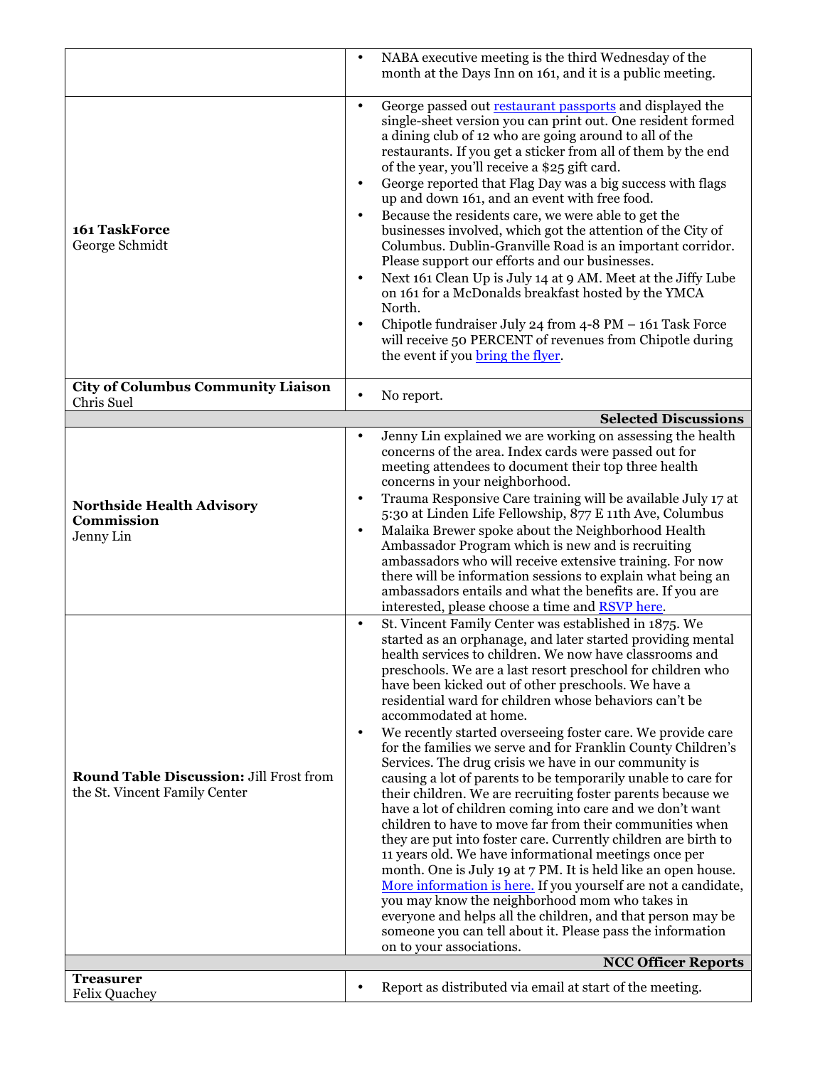| | |
|---|---|
| | • NABA executive meeting is the third Wednesday of the month at the Days Inn on 161, and it is a public meeting. |
| **161 TaskForce**<br>George Schmidt | • George passed out restaurant passports and displayed the single-sheet version you can print out. One resident formed a dining club of 12 who are going around to all of the restaurants. If you get a sticker from all of them by the end of the year, you'll receive a $25 gift card.<br>• George reported that Flag Day was a big success with flags up and down 161, and an event with free food.<br>• Because the residents care, we were able to get the businesses involved, which got the attention of the City of Columbus. Dublin-Granville Road is an important corridor. Please support our efforts and our businesses.<br>• Next 161 Clean Up is July 14 at 9 AM. Meet at the Jiffy Lube on 161 for a McDonalds breakfast hosted by the YMCA North.<br>• Chipotle fundraiser July 24 from 4-8 PM – 161 Task Force will receive 50 PERCENT of revenues from Chipotle during the event if you bring the flyer. |
| **City of Columbus Community Liaison**<br>Chris Suel | • No report. |
| | **Selected Discussions** |
| **Northside Health Advisory Commission**<br>Jenny Lin | • Jenny Lin explained we are working on assessing the health concerns of the area. Index cards were passed out for meeting attendees to document their top three health concerns in your neighborhood.<br>• Trauma Responsive Care training will be available July 17 at 5:30 at Linden Life Fellowship, 877 E 11th Ave, Columbus<br>• Malaika Brewer spoke about the Neighborhood Health Ambassador Program which is new and is recruiting ambassadors who will receive extensive training. For now there will be information sessions to explain what being an ambassadors entails and what the benefits are. If you are interested, please choose a time and RSVP here. |
| **Round Table Discussion:** Jill Frost from the St. Vincent Family Center | • St. Vincent Family Center was established in 1875. We started as an orphanage, and later started providing mental health services to children. We now have classrooms and preschools. We are a last resort preschool for children who have been kicked out of other preschools. We have a residential ward for children whose behaviors can't be accommodated at home.<br>• We recently started overseeing foster care. We provide care for the families we serve and for Franklin County Children's Services. The drug crisis we have in our community is causing a lot of parents to be temporarily unable to care for their children. We are recruiting foster parents because we have a lot of children coming into care and we don't want children to have to move far from their communities when they are put into foster care. Currently children are birth to 11 years old. We have informational meetings once per month. One is July 19 at 7 PM. It is held like an open house. More information is here. If you yourself are not a candidate, you may know the neighborhood mom who takes in everyone and helps all the children, and that person may be someone you can tell about it. Please pass the information on to your associations. |
| | **NCC Officer Reports** |
| **Treasurer**<br>Felix Quachey | • Report as distributed via email at start of the meeting. |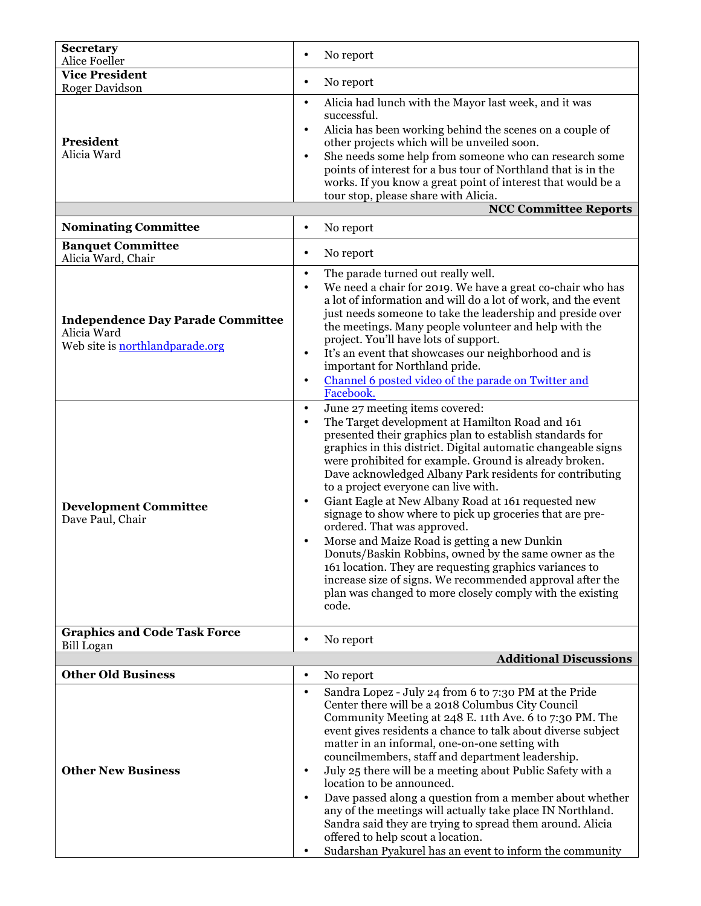| | |
|---|---|
| **Secretary**<br>Alice Foeller | • No report |
| **Vice President**<br>Roger Davidson | • No report |
| **President**<br>Alicia Ward | • Alicia had lunch with the Mayor last week, and it was successful.<br>• Alicia has been working behind the scenes on a couple of other projects which will be unveiled soon.<br>• She needs some help from someone who can research some points of interest for a bus tour of Northland that is in the works. If you know a great point of interest that would be a tour stop, please share with Alicia. |
| | **NCC Committee Reports** |
| **Nominating Committee** | • No report |
| **Banquet Committee**<br>Alicia Ward, Chair | • No report |
| **Independence Day Parade Committee**<br>Alicia Ward<br>Web site is [northlandparade.org](northlandparade.org) | • The parade turned out really well.<br>• We need a chair for 2019. We have a great co-chair who has a lot of information and will do a lot of work, and the event just needs someone to take the leadership and preside over the meetings. Many people volunteer and help with the project. You'll have lots of support.<br>• It's an event that showcases our neighborhood and is important for Northland pride.<br>• [Channel 6 posted video of the parade on Twitter and Facebook.]() |
| **Development Committee**<br>Dave Paul, Chair | • June 27 meeting items covered:<br>• The Target development at Hamilton Road and 161 presented their graphics plan to establish standards for graphics in this district. Digital automatic changeable signs were prohibited for example. Ground is already broken. Dave acknowledged Albany Park residents for contributing to a project everyone can live with.<br>• Giant Eagle at New Albany Road at 161 requested new signage to show where to pick up groceries that are pre-ordered. That was approved.<br>• Morse and Maize Road is getting a new Dunkin Donuts/Baskin Robbins, owned by the same owner as the 161 location. They are requesting graphics variances to increase size of signs. We recommended approval after the plan was changed to more closely comply with the existing code. |
| **Graphics and Code Task Force**<br>Bill Logan | • No report |
| | **Additional Discussions** |
| **Other Old Business** | • No report |
| **Other New Business** | • Sandra Lopez - July 24 from 6 to 7:30 PM at the Pride Center there will be a 2018 Columbus City Council Community Meeting at 248 E. 11th Ave. 6 to 7:30 PM. The event gives residents a chance to talk about diverse subject matter in an informal, one-on-one setting with councilmembers, staff and department leadership.<br>• July 25 there will be a meeting about Public Safety with a location to be announced.<br>• Dave passed along a question from a member about whether any of the meetings will actually take place IN Northland. Sandra said they are trying to spread them around. Alicia offered to help scout a location.<br>• Sudarshan Pyakurel has an event to inform the community |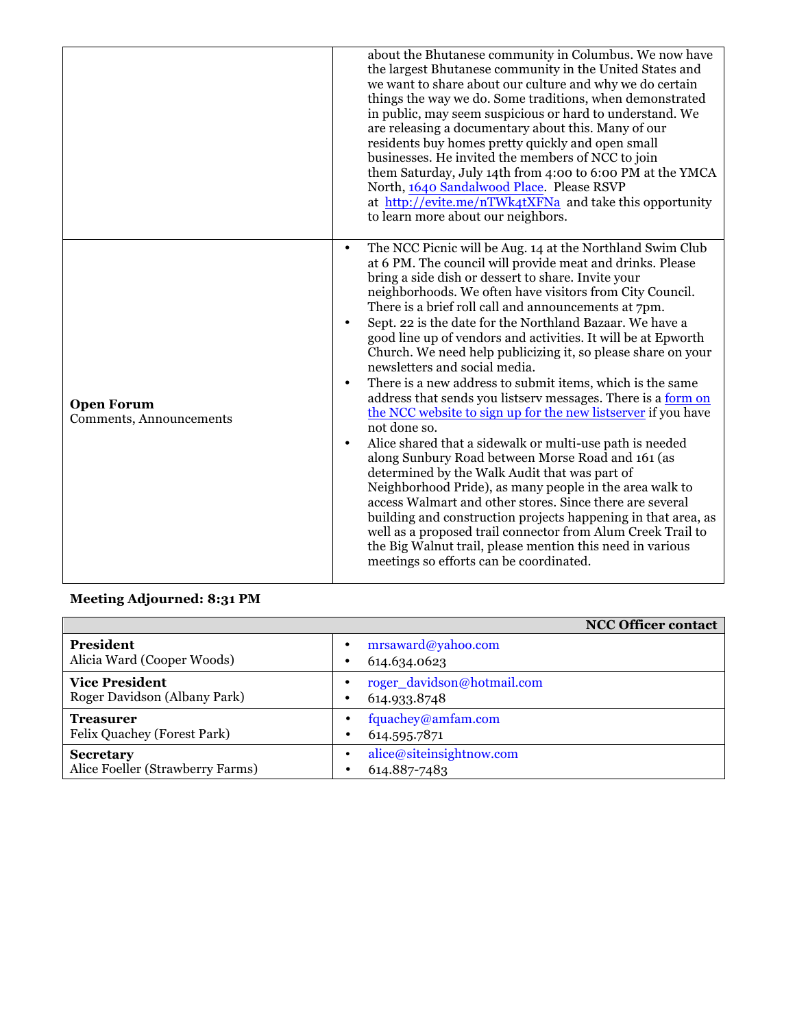| | |
|---|---|
| | about the Bhutanese community in Columbus. We now have the largest Bhutanese community in the United States and we want to share about our culture and why we do certain things the way we do. Some traditions, when demonstrated in public, may seem suspicious or hard to understand. We are releasing a documentary about this. Many of our residents buy homes pretty quickly and open small businesses. He invited the members of NCC to join them Saturday, July 14th from 4:00 to 6:00 PM at the YMCA North, 1640 Sandalwood Place. Please RSVP at http://evite.me/nTWk4tXFNa and take this opportunity to learn more about our neighbors. |
| **Open Forum**<br>Comments, Announcements | • The NCC Picnic will be Aug. 14 at the Northland Swim Club at 6 PM. The council will provide meat and drinks. Please bring a side dish or dessert to share. Invite your neighborhoods. We often have visitors from City Council. There is a brief roll call and announcements at 7pm.<br>• Sept. 22 is the date for the Northland Bazaar. We have a good line up of vendors and activities. It will be at Epworth Church. We need help publicizing it, so please share on your newsletters and social media.<br>• There is a new address to submit items, which is the same address that sends you listserv messages. There is a form on the NCC website to sign up for the new listserver if you have not done so.<br>• Alice shared that a sidewalk or multi-use path is needed along Sunbury Road between Morse Road and 161 (as determined by the Walk Audit that was part of Neighborhood Pride), as many people in the area walk to access Walmart and other stores. Since there are several building and construction projects happening in that area, as well as a proposed trail connector from Alum Creek Trail to the Big Walnut trail, please mention this need in various meetings so efforts can be coordinated. |

**Meeting Adjourned: 8:31 PM**

| | **NCC Officer contact** |
|---|---|
| **President**<br>Alicia Ward (Cooper Woods) | • mrsaward@yahoo.com<br>• 614.634.0623 |
| **Vice President**<br>Roger Davidson (Albany Park) | • roger_davidson@hotmail.com<br>• 614.933.8748 |
| **Treasurer**<br>Felix Quachey (Forest Park) | • fquachey@amfam.com<br>• 614.595.7871 |
| **Secretary**<br>Alice Foeller (Strawberry Farms) | • alice@siteinsightnow.com<br>• 614.887-7483 |